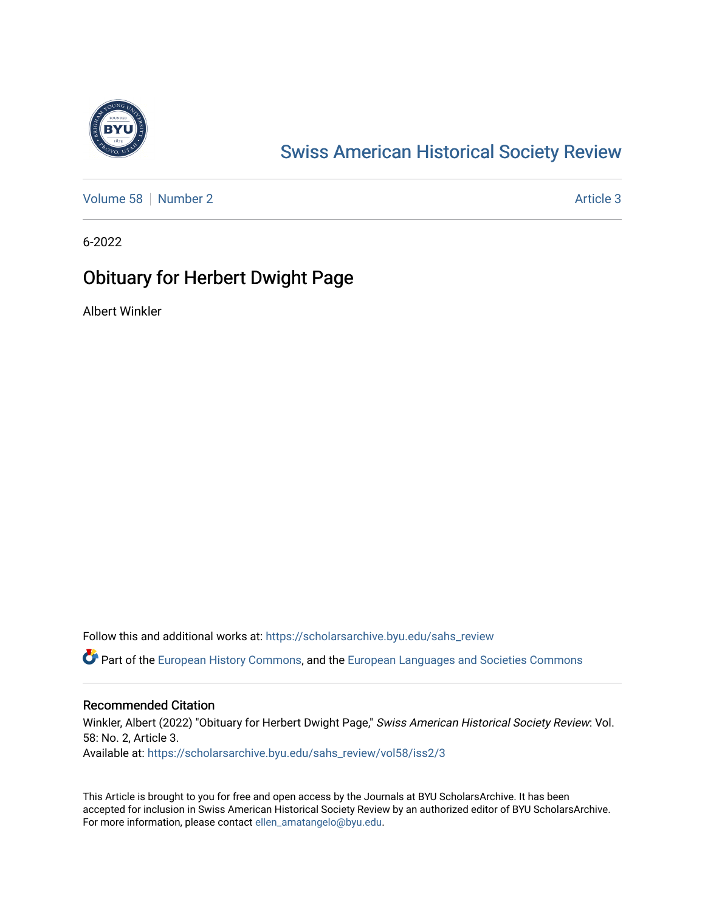# Swiss American Historical Society Review

Volume 58 | Number 2 Article 3

6-2022

## Obituary for Herbert Dwight Page

Albert Winkler

Follow this and additional works at: https://scholarsarchive.byu.edu/sahs_review

Part of the European History Commons, and the European Languages and Societies Commons

### Recommended Citation

Winkler, Albert (2022) "Obituary for Herbert Dwight Page," *Swiss American Historical Society Review*: Vol. 58: No. 2, Article 3.
Available at: https://scholarsarchive.byu.edu/sahs_review/vol58/iss2/3

This Article is brought to you for free and open access by the Journals at BYU ScholarsArchive. It has been accepted for inclusion in Swiss American Historical Society Review by an authorized editor of BYU ScholarsArchive. For more information, please contact ellen_amatangelo@byu.edu.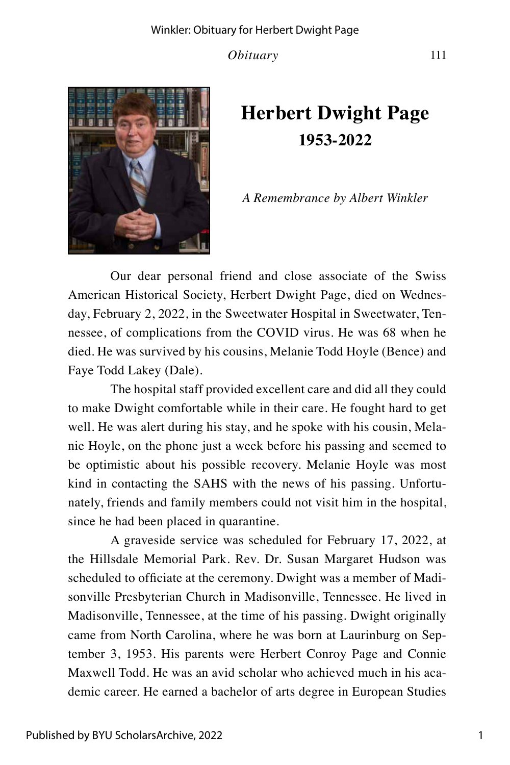# Herbert Dwight Page

## 1953-2022

*A Remembrance by Albert Winkler*

Our dear personal friend and close associate of the Swiss American Historical Society, Herbert Dwight Page, died on Wednesday, February 2, 2022, in the Sweetwater Hospital in Sweetwater, Tennessee, of complications from the COVID virus. He was 68 when he died. He was survived by his cousins, Melanie Todd Hoyle (Bence) and Faye Todd Lakey (Dale).

The hospital staff provided excellent care and did all they could to make Dwight comfortable while in their care. He fought hard to get well. He was alert during his stay, and he spoke with his cousin, Melanie Hoyle, on the phone just a week before his passing and seemed to be optimistic about his possible recovery. Melanie Hoyle was most kind in contacting the SAHS with the news of his passing. Unfortunately, friends and family members could not visit him in the hospital, since he had been placed in quarantine.

A graveside service was scheduled for February 17, 2022, at the Hillsdale Memorial Park. Rev. Dr. Susan Margaret Hudson was scheduled to officiate at the ceremony. Dwight was a member of Madisonville Presbyterian Church in Madisonville, Tennessee. He lived in Madisonville, Tennessee, at the time of his passing. Dwight originally came from North Carolina, where he was born at Laurinburg on September 3, 1953. His parents were Herbert Conroy Page and Connie Maxwell Todd. He was an avid scholar who achieved much in his academic career. He earned a bachelor of arts degree in European Studies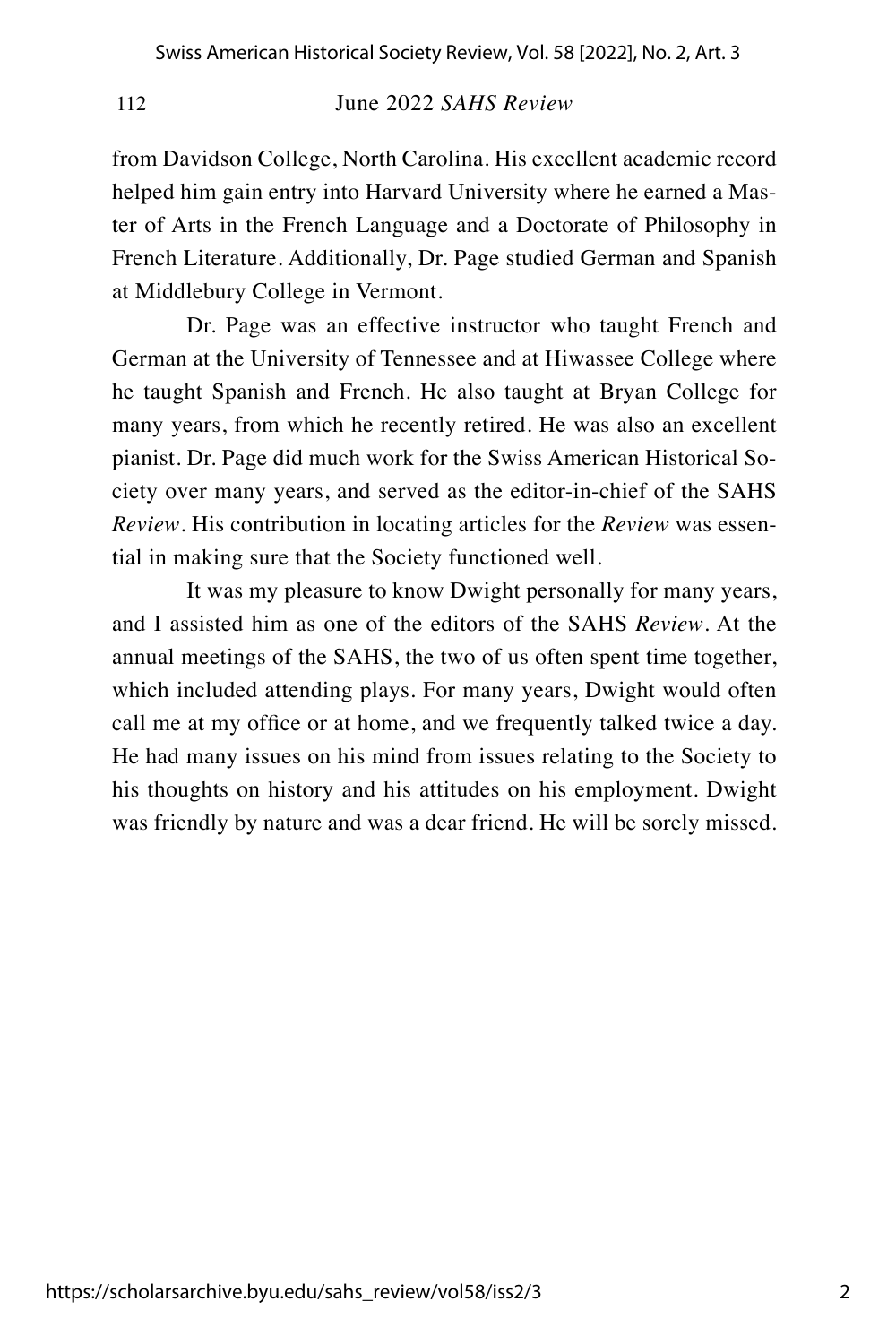from Davidson College, North Carolina. His excellent academic record helped him gain entry into Harvard University where he earned a Master of Arts in the French Language and a Doctorate of Philosophy in French Literature. Additionally, Dr. Page studied German and Spanish at Middlebury College in Vermont.

Dr. Page was an effective instructor who taught French and German at the University of Tennessee and at Hiwassee College where he taught Spanish and French. He also taught at Bryan College for many years, from which he recently retired. He was also an excellent pianist. Dr. Page did much work for the Swiss American Historical Society over many years, and served as the editor-in-chief of the SAHS *Review*. His contribution in locating articles for the *Review* was essential in making sure that the Society functioned well.

It was my pleasure to know Dwight personally for many years, and I assisted him as one of the editors of the SAHS *Review*. At the annual meetings of the SAHS, the two of us often spent time together, which included attending plays. For many years, Dwight would often call me at my office or at home, and we frequently talked twice a day. He had many issues on his mind from issues relating to the Society to his thoughts on history and his attitudes on his employment. Dwight was friendly by nature and was a dear friend. He will be sorely missed.